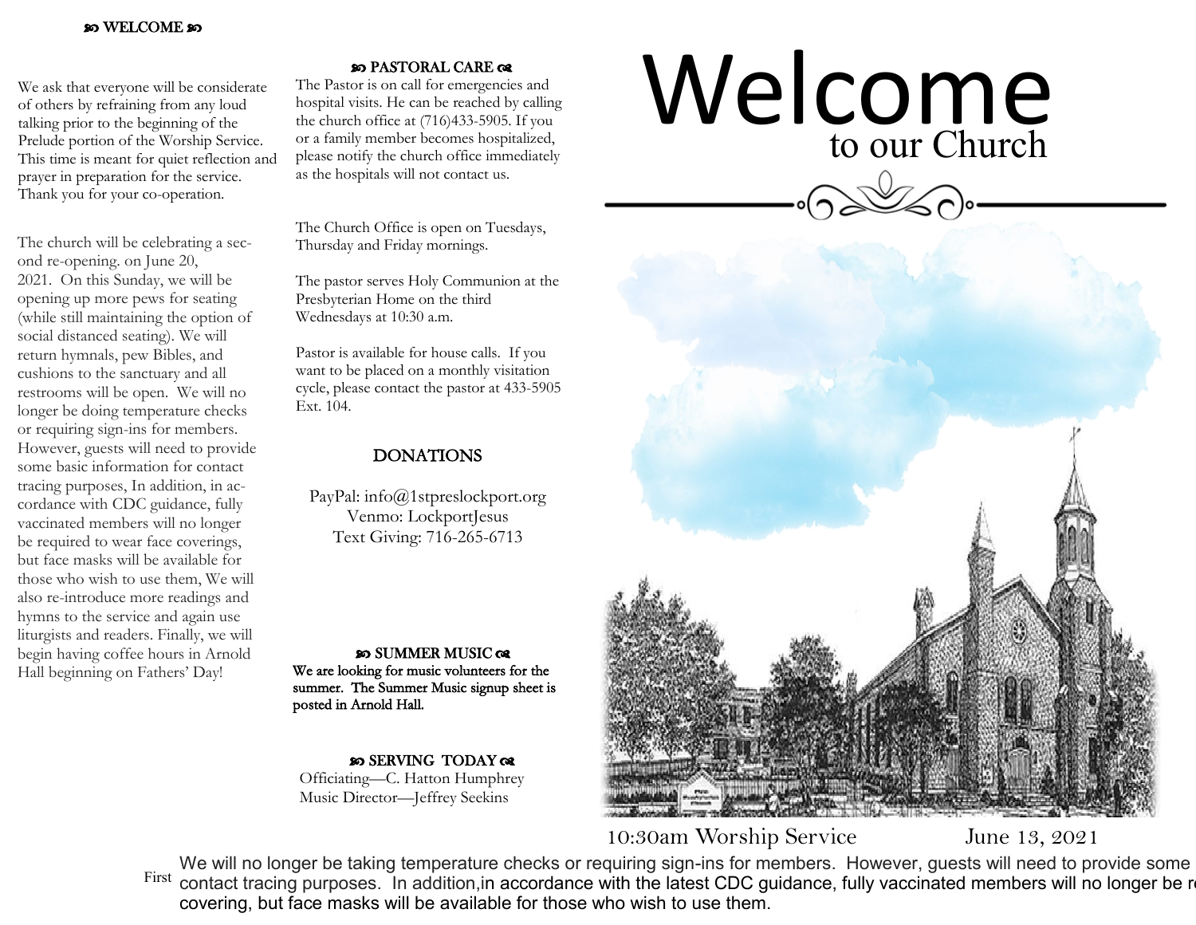# ꕥ WELCOME ꕥ

We ask that everyone will be considerate of others by refraining from any loud talking prior to the beginning of the Prelude portion of the Worship Service. This time is meant for quiet reflection and prayer in preparation for the service. Thank you for your co-operation.

The church will be celebrating a second re-opening. on June 20, 2021. On this Sunday, we will be opening up more pews for seating (while still maintaining the option of social distanced seating). We will return hymnals, pew Bibles, and cushions to the sanctuary and all restrooms will be open. We will no longer be doing temperature checks or requiring sign-ins for members. However, guests will need to provide some basic information for contact tracing purposes, In addition, in accordance with CDC guidance, fully vaccinated members will no longer be required to wear face coverings, but face masks will be available for those who wish to use them, We will also re-introduce more readings and hymns to the service and again use liturgists and readers. Finally, we will begin having coffee hours in Arnold Hall beginning on Fathers' Day!

## ꕥ PASTORAL CARE ꕥ

The Pastor is on call for emergencies and hospital visits. He can be reached by calling the church office at (716)433-5905. If you or a family member becomes hospitalized, please notify the church office immediately as the hospitals will not contact us.

The Church Office is open on Tuesdays, Thursday and Friday mornings.

The pastor serves Holy Communion at the Presbyterian Home on the third Wednesdays at 10:30 a.m.

Pastor is available for house calls. If you want to be placed on a monthly visitation cycle, please contact the pastor at 433-5905 Ext. 104.

## DONATIONS

PayPal: info@1stpreslockport.org
Venmo: LockportJesus
Text Giving: 716-265-6713

## ꕥ SUMMER MUSIC ꕥ

We are looking for music volunteers for the summer. The Summer Music signup sheet is posted in Arnold Hall.

## ꕥ SERVING TODAY ꕥ

Officiating—C. Hatton Humphrey
Music Director—Jeffrey Seekins

# Welcome
## to our Church

10:30am Worship Service June 13, 2021

First We will no longer be taking temperature checks or requiring sign-ins for members. However, guests will need to provide some contact tracing purposes. In addition,in accordance with the latest CDC guidance, fully vaccinated members will no longer be r covering, but face masks will be available for those who wish to use them.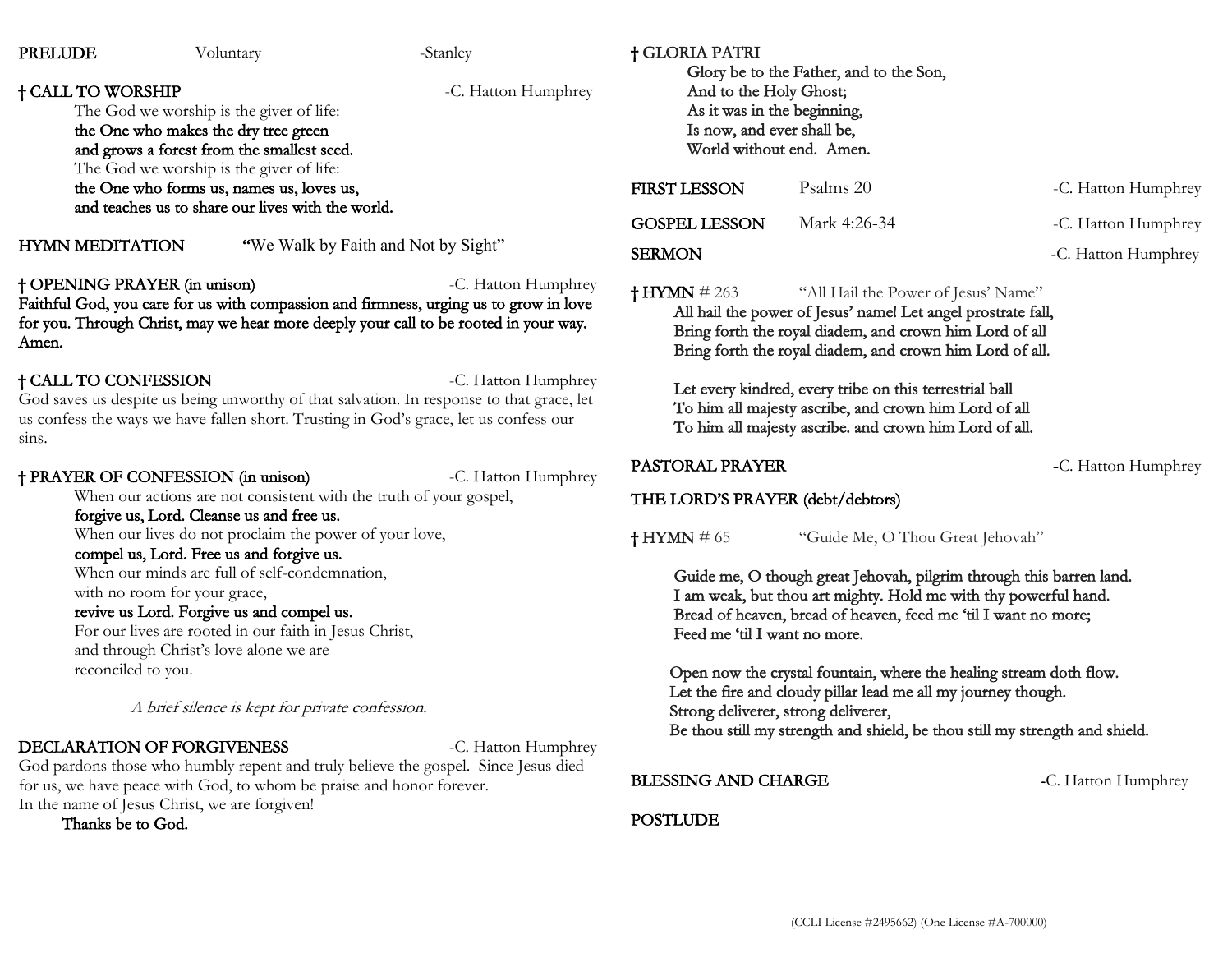**PRELUDE** Voluntary -Stanley

**† CALL TO WORSHIP** -C. Hatton Humphrey

The God we worship is the giver of life:
**the One who makes the dry tree green**
**and grows a forest from the smallest seed.**
The God we worship is the giver of life:
**the One who forms us, names us, loves us,**
**and teaches us to share our lives with the world.**

**HYMN MEDITATION** "We Walk by Faith and Not by Sight"

**† OPENING PRAYER (in unison)** -C. Hatton Humphrey

**Faithful God, you care for us with compassion and firmness, urging us to grow in love for you. Through Christ, may we hear more deeply your call to be rooted in your way. Amen.**

**† CALL TO CONFESSION** -C. Hatton Humphrey

God saves us despite us being unworthy of that salvation. In response to that grace, let us confess the ways we have fallen short. Trusting in God's grace, let us confess our sins.

**† PRAYER OF CONFESSION (in unison)** -C. Hatton Humphrey

When our actions are not consistent with the truth of your gospel,
**forgive us, Lord. Cleanse us and free us.**
When our lives do not proclaim the power of your love,
**compel us, Lord. Free us and forgive us.**
When our minds are full of self-condemnation,
with no room for your grace,
**revive us Lord. Forgive us and compel us.**
For our lives are rooted in our faith in Jesus Christ,
and through Christ's love alone we are
reconciled to you.

*A brief silence is kept for private confession.*

**DECLARATION OF FORGIVENESS** -C. Hatton Humphrey

God pardons those who humbly repent and truly believe the gospel. Since Jesus died for us, we have peace with God, to whom be praise and honor forever.
In the name of Jesus Christ, we are forgiven!
**Thanks be to God.**

**† GLORIA PATRI**

Glory be to the Father, and to the Son,
And to the Holy Ghost;
As it was in the beginning,
Is now, and ever shall be,
World without end. Amen.

**FIRST LESSON** Psalms 20 -C. Hatton Humphrey

**GOSPEL LESSON** Mark 4:26-34 -C. Hatton Humphrey

**SERMON** -C. Hatton Humphrey

**† HYMN** # 263 "All Hail the Power of Jesus' Name"

All hail the power of Jesus' name! Let angel prostrate fall,
Bring forth the royal diadem, and crown him Lord of all
Bring forth the royal diadem, and crown him Lord of all.

Let every kindred, every tribe on this terrestrial ball
To him all majesty ascribe, and crown him Lord of all
To him all majesty ascribe. and crown him Lord of all.

**PASTORAL PRAYER** -C. Hatton Humphrey

**THE LORD'S PRAYER (debt/debtors)**

**† HYMN** # 65 "Guide Me, O Thou Great Jehovah"

Guide me, O though great Jehovah, pilgrim through this barren land.
I am weak, but thou art mighty. Hold me with thy powerful hand.
Bread of heaven, bread of heaven, feed me 'til I want no more;
Feed me 'til I want no more.

Open now the crystal fountain, where the healing stream doth flow.
Let the fire and cloudy pillar lead me all my journey though.
Strong deliverer, strong deliverer,
Be thou still my strength and shield, be thou still my strength and shield.

**BLESSING AND CHARGE** -C. Hatton Humphrey

**POSTLUDE**

(CCLI License #2495662) (One License #A-700000)